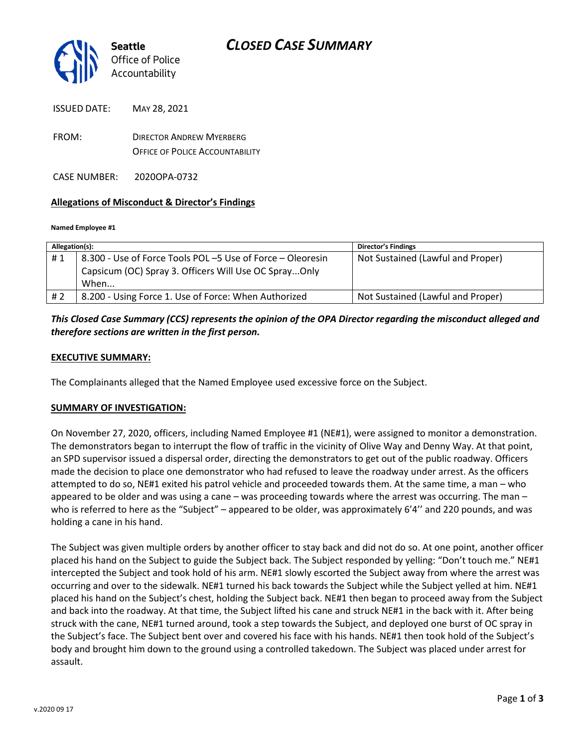Seattle
Office of Police Accountability

# *CLOSED CASE SUMMARY*

ISSUED DATE: MAY 28, 2021

FROM: DIRECTOR ANDREW MYERBERG
OFFICE OF POLICE ACCOUNTABILITY

CASE NUMBER: 2020OPA-0732

**Allegations of Misconduct & Director's Findings**

**Named Employee #1**

| Allegation(s): | | Director's Findings |
|---|---|---|
| # 1 | 8.300 - Use of Force Tools POL –5 Use of Force – Oleoresin Capsicum (OC) Spray 3. Officers Will Use OC Spray...Only When... | Not Sustained (Lawful and Proper) |
| # 2 | 8.200 - Using Force 1. Use of Force: When Authorized | Not Sustained (Lawful and Proper) |

***This Closed Case Summary (CCS) represents the opinion of the OPA Director regarding the misconduct alleged and therefore sections are written in the first person.***

**EXECUTIVE SUMMARY:**

The Complainants alleged that the Named Employee used excessive force on the Subject.

**SUMMARY OF INVESTIGATION:**

On November 27, 2020, officers, including Named Employee #1 (NE#1), were assigned to monitor a demonstration. The demonstrators began to interrupt the flow of traffic in the vicinity of Olive Way and Denny Way. At that point, an SPD supervisor issued a dispersal order, directing the demonstrators to get out of the public roadway. Officers made the decision to place one demonstrator who had refused to leave the roadway under arrest. As the officers attempted to do so, NE#1 exited his patrol vehicle and proceeded towards them. At the same time, a man – who appeared to be older and was using a cane – was proceeding towards where the arrest was occurring. The man – who is referred to here as the "Subject" – appeared to be older, was approximately 6'4'' and 220 pounds, and was holding a cane in his hand.

The Subject was given multiple orders by another officer to stay back and did not do so. At one point, another officer placed his hand on the Subject to guide the Subject back. The Subject responded by yelling: "Don't touch me." NE#1 intercepted the Subject and took hold of his arm. NE#1 slowly escorted the Subject away from where the arrest was occurring and over to the sidewalk. NE#1 turned his back towards the Subject while the Subject yelled at him. NE#1 placed his hand on the Subject's chest, holding the Subject back. NE#1 then began to proceed away from the Subject and back into the roadway. At that time, the Subject lifted his cane and struck NE#1 in the back with it. After being struck with the cane, NE#1 turned around, took a step towards the Subject, and deployed one burst of OC spray in the Subject's face. The Subject bent over and covered his face with his hands. NE#1 then took hold of the Subject's body and brought him down to the ground using a controlled takedown. The Subject was placed under arrest for assault.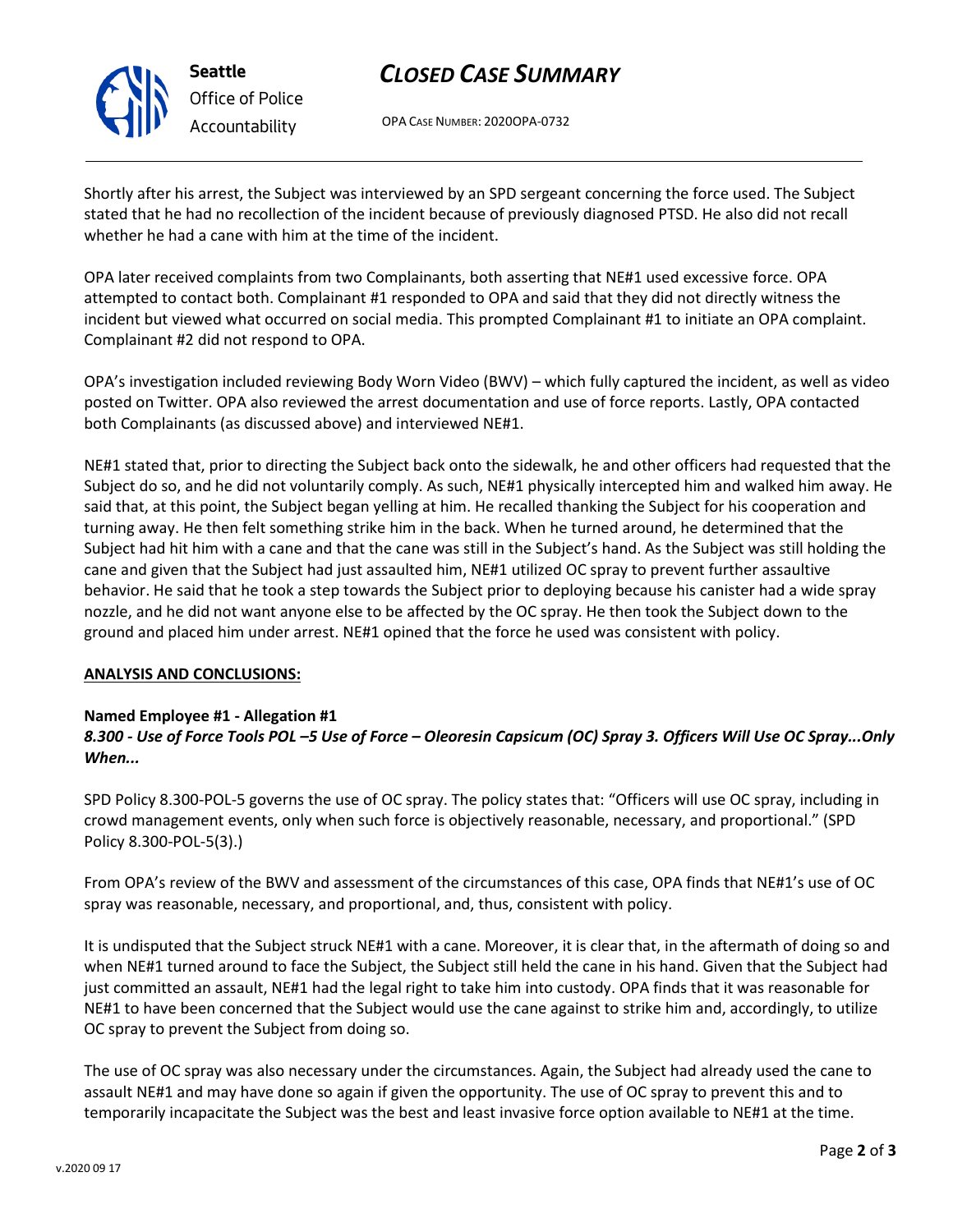Shortly after his arrest, the Subject was interviewed by an SPD sergeant concerning the force used. The Subject stated that he had no recollection of the incident because of previously diagnosed PTSD. He also did not recall whether he had a cane with him at the time of the incident.

OPA later received complaints from two Complainants, both asserting that NE#1 used excessive force. OPA attempted to contact both. Complainant #1 responded to OPA and said that they did not directly witness the incident but viewed what occurred on social media. This prompted Complainant #1 to initiate an OPA complaint. Complainant #2 did not respond to OPA.

OPA's investigation included reviewing Body Worn Video (BWV) – which fully captured the incident, as well as video posted on Twitter. OPA also reviewed the arrest documentation and use of force reports. Lastly, OPA contacted both Complainants (as discussed above) and interviewed NE#1.

NE#1 stated that, prior to directing the Subject back onto the sidewalk, he and other officers had requested that the Subject do so, and he did not voluntarily comply. As such, NE#1 physically intercepted him and walked him away. He said that, at this point, the Subject began yelling at him. He recalled thanking the Subject for his cooperation and turning away. He then felt something strike him in the back. When he turned around, he determined that the Subject had hit him with a cane and that the cane was still in the Subject's hand. As the Subject was still holding the cane and given that the Subject had just assaulted him, NE#1 utilized OC spray to prevent further assaultive behavior. He said that he took a step towards the Subject prior to deploying because his canister had a wide spray nozzle, and he did not want anyone else to be affected by the OC spray. He then took the Subject down to the ground and placed him under arrest. NE#1 opined that the force he used was consistent with policy.

**ANALYSIS AND CONCLUSIONS:**

**Named Employee #1 - Allegation #1**
***8.300 - Use of Force Tools POL –5 Use of Force – Oleoresin Capsicum (OC) Spray 3. Officers Will Use OC Spray...Only When...***

SPD Policy 8.300-POL-5 governs the use of OC spray. The policy states that: "Officers will use OC spray, including in crowd management events, only when such force is objectively reasonable, necessary, and proportional." (SPD Policy 8.300-POL-5(3).)

From OPA's review of the BWV and assessment of the circumstances of this case, OPA finds that NE#1's use of OC spray was reasonable, necessary, and proportional, and, thus, consistent with policy.

It is undisputed that the Subject struck NE#1 with a cane. Moreover, it is clear that, in the aftermath of doing so and when NE#1 turned around to face the Subject, the Subject still held the cane in his hand. Given that the Subject had just committed an assault, NE#1 had the legal right to take him into custody. OPA finds that it was reasonable for NE#1 to have been concerned that the Subject would use the cane against to strike him and, accordingly, to utilize OC spray to prevent the Subject from doing so.

The use of OC spray was also necessary under the circumstances. Again, the Subject had already used the cane to assault NE#1 and may have done so again if given the opportunity. The use of OC spray to prevent this and to temporarily incapacitate the Subject was the best and least invasive force option available to NE#1 at the time.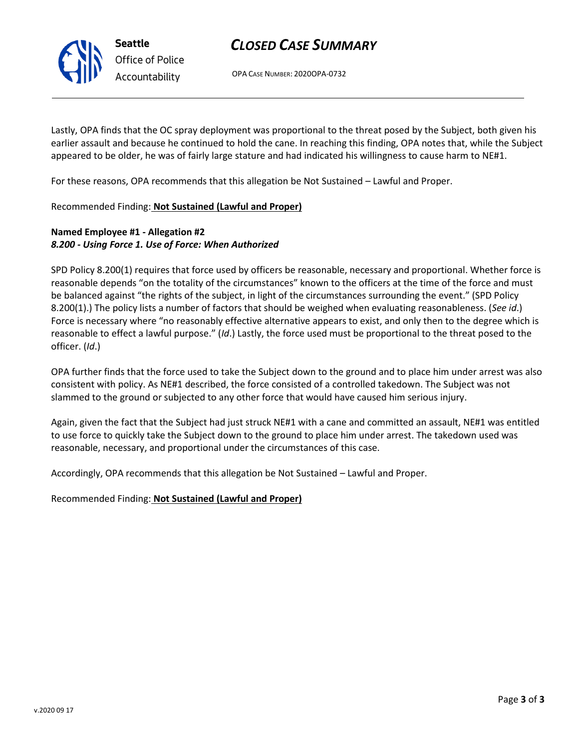Lastly, OPA finds that the OC spray deployment was proportional to the threat posed by the Subject, both given his earlier assault and because he continued to hold the cane. In reaching this finding, OPA notes that, while the Subject appeared to be older, he was of fairly large stature and had indicated his willingness to cause harm to NE#1.

For these reasons, OPA recommends that this allegation be Not Sustained – Lawful and Proper.

Recommended Finding: **Not Sustained (Lawful and Proper)**

**Named Employee #1 - Allegation #2**
***8.200 - Using Force 1. Use of Force: When Authorized***

SPD Policy 8.200(1) requires that force used by officers be reasonable, necessary and proportional. Whether force is reasonable depends "on the totality of the circumstances" known to the officers at the time of the force and must be balanced against "the rights of the subject, in light of the circumstances surrounding the event." (SPD Policy 8.200(1).) The policy lists a number of factors that should be weighed when evaluating reasonableness. (*See id*.) Force is necessary where "no reasonably effective alternative appears to exist, and only then to the degree which is reasonable to effect a lawful purpose." (*Id*.) Lastly, the force used must be proportional to the threat posed to the officer. (*Id*.)

OPA further finds that the force used to take the Subject down to the ground and to place him under arrest was also consistent with policy. As NE#1 described, the force consisted of a controlled takedown. The Subject was not slammed to the ground or subjected to any other force that would have caused him serious injury.

Again, given the fact that the Subject had just struck NE#1 with a cane and committed an assault, NE#1 was entitled to use force to quickly take the Subject down to the ground to place him under arrest. The takedown used was reasonable, necessary, and proportional under the circumstances of this case.

Accordingly, OPA recommends that this allegation be Not Sustained – Lawful and Proper.

Recommended Finding: **Not Sustained (Lawful and Proper)**